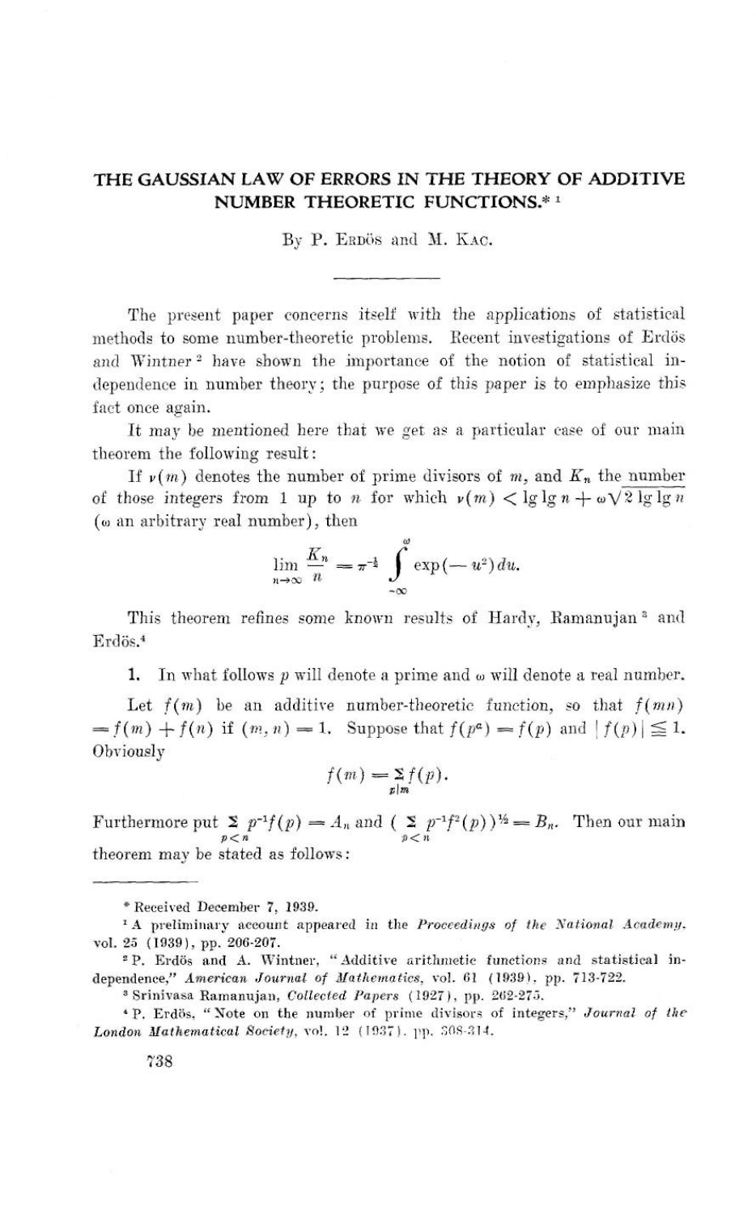# THE GAUSSIAN LAW OF ERRORS IN THE THEORY OF ADDITIVE NUMBER THEORETIC FUNCTIONS.*[1]

By P. Erdös and M. Kac.

The present paper concerns itself with the applications of statistical methods to some number-theoretic problems. Recent investigations of Erdös and Wintner[2] have shown the importance of the notion of statistical independence in number theory; the purpose of this paper is to emphasize this fact once again.

It may be mentioned here that we get as a particular case of our main theorem the following result:

If $\nu(m)$ denotes the number of prime divisors of $m$, and $K_n$ the number of those integers from 1 up to $n$ for which $\nu(m) < \lg \lg n + \omega\sqrt{2 \lg \lg n}$ ($\omega$ an arbitrary real number), then

$$\lim_{n\to\infty} \frac{K_n}{n} = \pi^{-\frac{1}{2}} \int_{-\infty}^{\omega} \exp(-u^2)\, du.$$

This theorem refines some known results of Hardy, Ramanujan[3] and Erdös.[4]

**1.** In what follows $p$ will denote a prime and $\omega$ will denote a real number.

Let $f(m)$ be an additive number-theoretic function, so that $f(mn) = f(m) + f(n)$ if $(m, n) = 1$. Suppose that $f(p^{\alpha}) = f(p)$ and $|f(p)| \leqq 1$. Obviously

$$f(m) = \sum_{p|m} f(p).$$

Furthermore put $\sum_{p<n} p^{-1}f(p) = A_n$ and $(\sum_{p<n} p^{-1}f^2(p))^{\frac{1}{2}} = B_n$. Then our main theorem may be stated as follows:

---

\* Received December 7, 1939.

[1] A preliminary account appeared in the *Proceedings of the National Academy*, vol. 25 (1939), pp. 206-207.

[2] P. Erdös and A. Wintner, "Additive arithmetic functions and statistical independence," *American Journal of Mathematics*, vol. 61 (1939), pp. 713-722.

[3] Srinivasa Ramanujan, *Collected Papers* (1927), pp. 262-275.

[4] P. Erdös, "Note on the number of prime divisors of integers," *Journal of the London Mathematical Society*, vol. 12 (1937), pp. 308-314.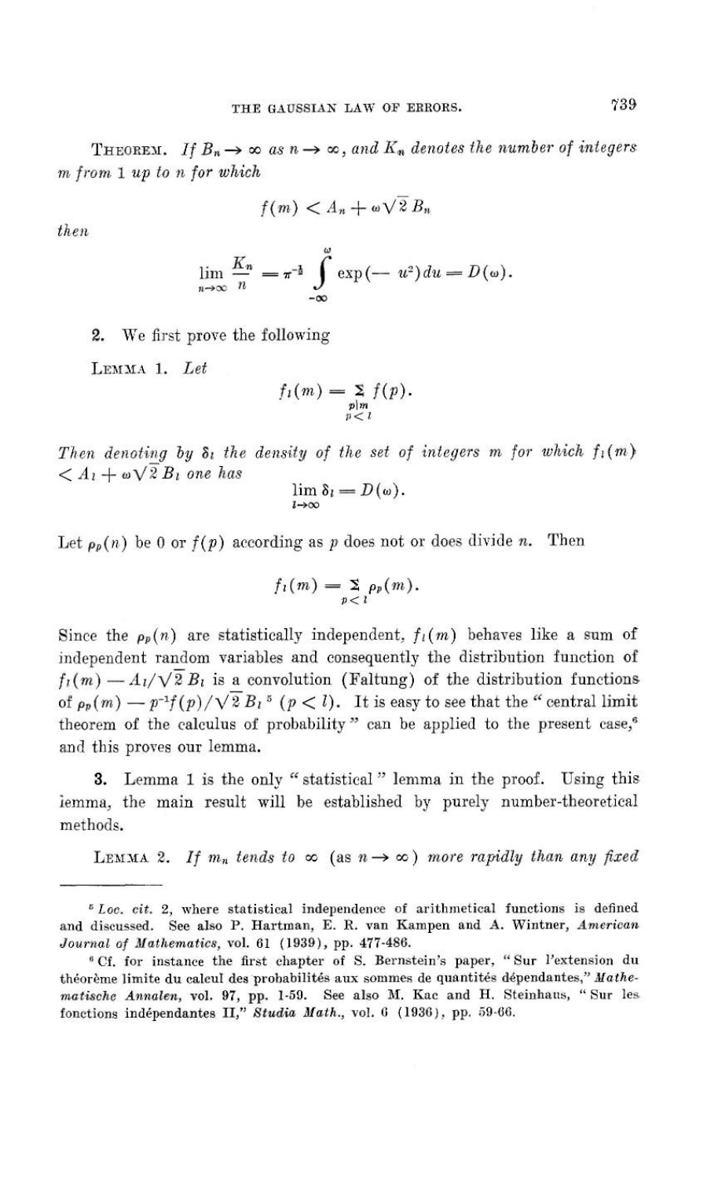**Theorem.** *If $B_n \to \infty$ as $n \to \infty$, and $K_n$ denotes the number of integers $m$ from 1 up to $n$ for which*

$$f(m) < A_n + \omega\sqrt{2}\, B_n$$

*then*

$$\lim_{n\to\infty} \frac{K_n}{n} = \pi^{-\frac{1}{2}} \int_{-\infty}^{\omega} \exp(-u^2)\, du = D(\omega).$$

**2.** We first prove the following

**Lemma 1.** *Let*

$$f_l(m) = \sum_{\substack{p|m \\ p<l}} f(p).$$

*Then denoting by $\delta_l$ the density of the set of integers $m$ for which $f_l(m) < A_l + \omega\sqrt{2}\, B_l$ one has*

$$\lim_{l\to\infty} \delta_l = D(\omega).$$

Let $\rho_p(n)$ be 0 or $f(p)$ according as $p$ does not or does divide $n$. Then

$$f_l(m) = \sum_{p<l} \rho_p(m).$$

Since the $\rho_p(n)$ are statistically independent, $f_l(m)$ behaves like a sum of independent random variables and consequently the distribution function of $f_l(m) - A_l/\sqrt{2}\, B_l$ is a convolution (Faltung) of the distribution functions of $\rho_p(m) - p^{-1}f(p)/\sqrt{2}\, B_l$ [5] $(p < l)$. It is easy to see that the "central limit theorem of the calculus of probability" can be applied to the present case,[6] and this proves our lemma.

**3.** Lemma 1 is the only "statistical" lemma in the proof. Using this lemma, the main result will be established by purely number-theoretical methods.

**Lemma 2.** *If $m_n$ tends to $\infty$ (as $n \to \infty$) more rapidly than any fixed*

---

[5] *Loc. cit.* 2, where statistical independence of arithmetical functions is defined and discussed. See also P. Hartman, E. R. van Kampen and A. Wintner, *American Journal of Mathematics*, vol. 61 (1939), pp. 477-486.

[6] Cf. for instance the first chapter of S. Bernstein's paper, "Sur l'extension du théorème limite du calcul des probabilités aux sommes de quantités dépendantes," *Mathematische Annalen*, vol. 97, pp. 1-59. See also M. Kac and H. Steinhaus, "Sur les fonctions indépendantes II," *Studia Math.*, vol. 6 (1936), pp. 59-66.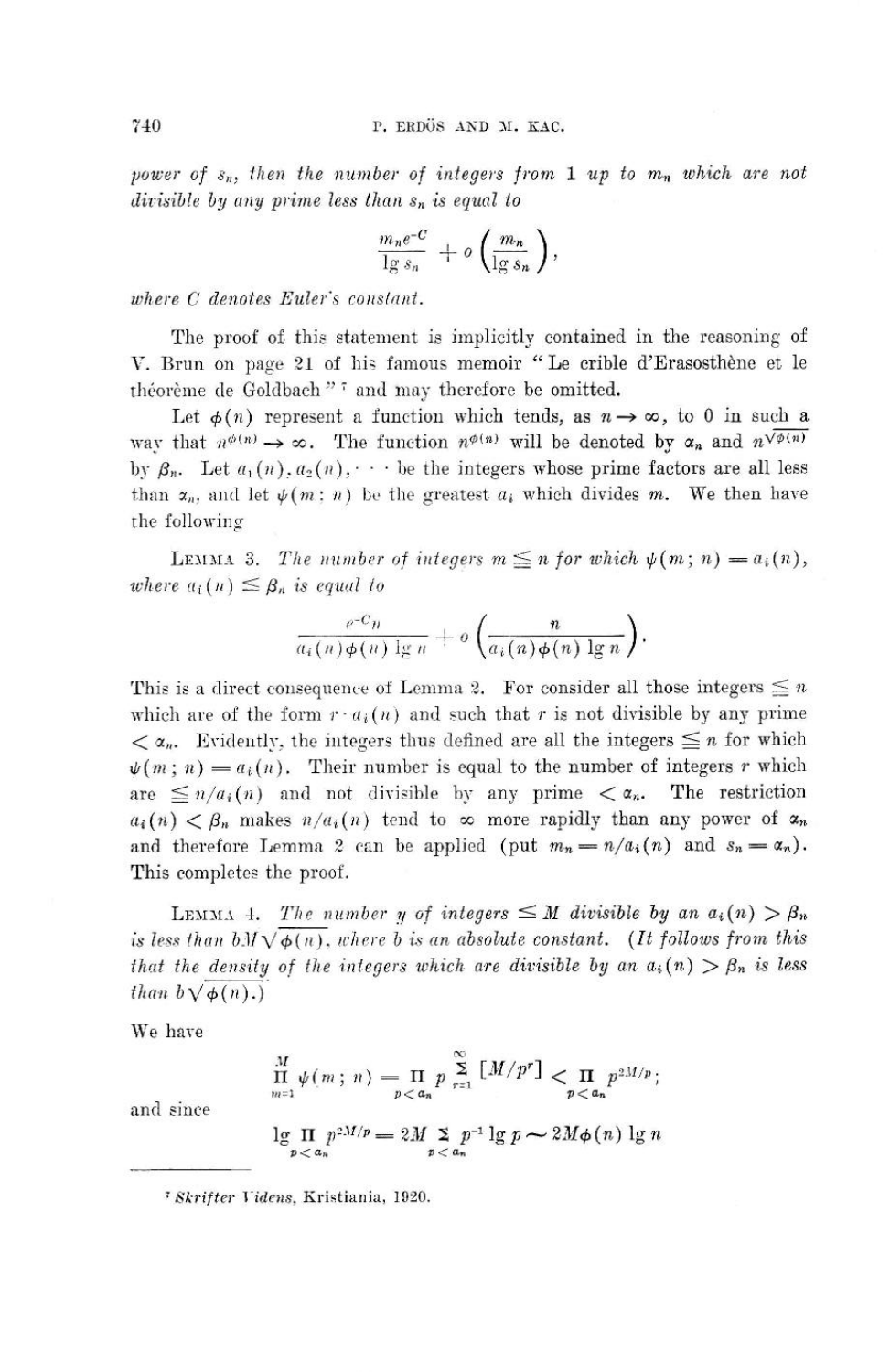*power of* $s_n$, *then the number of integers from* 1 *up to* $m_n$ *which are not divisible by any prime less than* $s_n$ *is equal to*

$$\frac{m_n e^{-C}}{\lg s_n} + o\left(\frac{m_n}{\lg s_n}\right),$$

*where* $C$ *denotes Euler's constant.*

The proof of this statement is implicitly contained in the reasoning of V. Brun on page 21 of his famous memoir "Le crible d'Erasosthène et le théorème de Goldbach" [7] and may therefore be omitted.

Let $\phi(n)$ represent a function which tends, as $n \to \infty$, to 0 in such a way that $n^{\phi(n)} \to \infty$. The function $n^{\phi(n)}$ will be denoted by $\alpha_n$ and $n^{\sqrt{\phi(n)}}$ by $\beta_n$. Let $a_1(n), a_2(n), \cdots$ be the integers whose prime factors are all less than $\alpha_n$, and let $\psi(m;n)$ be the greatest $a_i$ which divides $m$. We then have the following

LEMMA 3. *The number of integers* $m \leqq n$ *for which* $\psi(m;n) = a_i(n)$, *where* $a_i(n) \leqq \beta_n$ *is equal to*

$$\frac{e^{-C}n}{a_i(n)\phi(n)\lg n} + o\left(\frac{n}{a_i(n)\phi(n)\lg n}\right).$$

This is a direct consequence of Lemma 2. For consider all those integers $\leqq n$ which are of the form $r \cdot a_i(n)$ and such that $r$ is not divisible by any prime $< \alpha_n$. Evidently, the integers thus defined are all the integers $\leqq n$ for which $\psi(m;n) = a_i(n)$. Their number is equal to the number of integers $r$ which are $\leqq n/a_i(n)$ and not divisible by any prime $< \alpha_n$. The restriction $a_i(n) < \beta_n$ makes $n/a_i(n)$ tend to $\infty$ more rapidly than any power of $\alpha_n$ and therefore Lemma 2 can be applied (put $m_n = n/a_i(n)$ and $s_n = \alpha_n$). This completes the proof.

LEMMA 4. *The number* $y$ *of integers* $\leq M$ *divisible by an* $a_i(n) > \beta_n$ *is less than* $bM\sqrt{\phi(n)}$, *where* $b$ *is an absolute constant.* (*It follows from this that the density of the integers which are divisible by an* $a_i(n) > \beta_n$ *is less than* $b\sqrt{\phi(n)}$.)

We have

$$\prod_{m=1}^{M} \psi(m;n) = \prod_{p<\alpha_n} p^{\sum_{r=1}^{\infty} [M/p^r]} < \prod_{p<\alpha_n} p^{2M/p};$$

and since

$$\lg \prod_{p<\alpha_n} p^{2M/p} = 2M \sum_{p<\alpha_n} p^{-1} \lg p \sim 2M\phi(n) \lg n$$

---

[7] *Skrifter Videns*, Kristiania, 1920.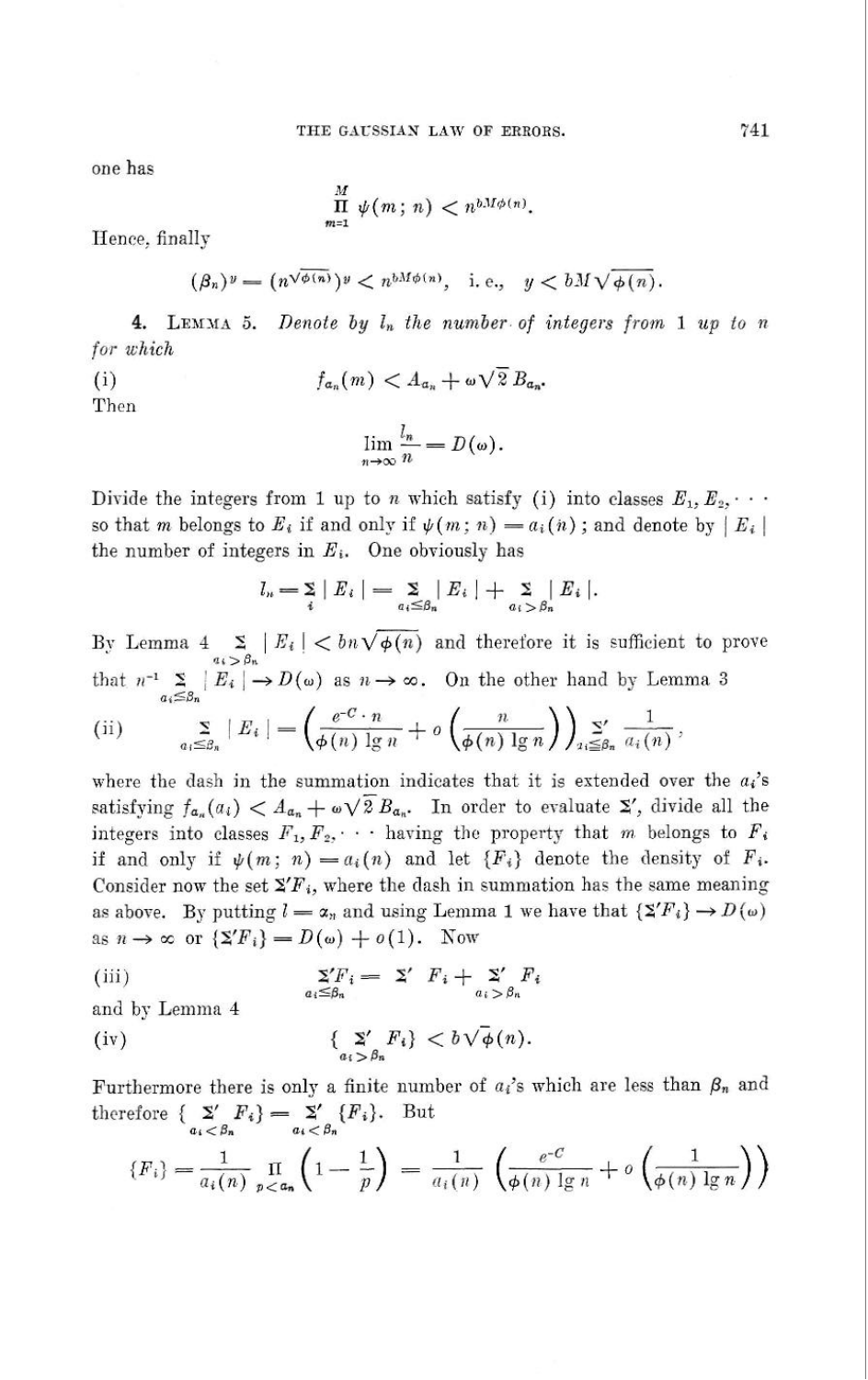one has

$$\prod_{m=1}^{M} \psi(m; n) < n^{bM\phi(n)}.$$

Hence, finally

$$(\beta_n)^y = (n^{\sqrt{\phi(n)}})^y < n^{bM\phi(n)}, \quad \text{i. e.,} \quad y < bM\sqrt{\phi(n)}.$$

**4.** LEMMA 5. *Denote by $l_n$ the number of integers from 1 up to $n$ for which*

$$\text{(i)} \qquad f_{a_n}(m) < A_{a_n} + \omega\sqrt{2}\, B_{a_n}.$$

Then

$$\lim_{n\to\infty} \frac{l_n}{n} = D(\omega).$$

Divide the integers from 1 up to $n$ which satisfy (i) into classes $E_1, E_2, \cdots$ so that $m$ belongs to $E_i$ if and only if $\psi(m; n) = a_i(n)$; and denote by $|E_i|$ the number of integers in $E_i$. One obviously has

$$l_n = \sum_i |E_i| = \sum_{a_i \leq \beta_n} |E_i| + \sum_{a_i > \beta_n} |E_i|.$$

By Lemma 4 $\sum_{a_i > \beta_n} |E_i| < bn\sqrt{\phi(n)}$ and therefore it is sufficient to prove that $n^{-1} \sum_{a_i \leq \beta_n} |E_i| \to D(\omega)$ as $n \to \infty$. On the other hand by Lemma 3

$$\text{(ii)} \qquad \sum_{a_i \leq \beta_n} |E_i| = \left(\frac{e^{-C} \cdot n}{\phi(n) \lg n} + o\left(\frac{n}{\phi(n) \lg n}\right)\right) \sum_{a_i \leq \beta_n}' \frac{1}{a_i(n)},$$

where the dash in the summation indicates that it is extended over the $a_i$'s satisfying $f_{a_n}(a_i) < A_{a_n} + \omega\sqrt{2}\, B_{a_n}$. In order to evaluate $\Sigma'$, divide all the integers into classes $F_1, F_2, \cdots$ having the property that $m$ belongs to $F_i$ if and only if $\psi(m; n) = a_i(n)$ and let $\{F_i\}$ denote the density of $F_i$. Consider now the set $\Sigma' F_i$, where the dash in summation has the same meaning as above. By putting $l = \alpha_n$ and using Lemma 1 we have that $\{\Sigma' F_i\} \to D(\omega)$ as $n \to \infty$ or $\{\Sigma' F_i\} = D(\omega) + o(1)$. Now

$$\text{(iii)} \qquad \Sigma' F_i = \sum_{a_i \leq \beta_n}' F_i + \sum_{a_i > \beta_n}' F_i$$

and by Lemma 4

$$\text{(iv)} \qquad \left\{ \sum_{a_i > \beta_n}' F_i \right\} < b\sqrt{\phi}(n).$$

Furthermore there is only a finite number of $a_i$'s which are less than $\beta_n$ and therefore $\left\{ \sum_{a_i < \beta_n}' F_i \right\} = \sum_{a_i < \beta_n}' \{F_i\}$. But

$$\{F_i\} = \frac{1}{a_i(n)} \prod_{p < \alpha_n} \left(1 - \frac{1}{p}\right) = \frac{1}{a_i(n)} \left(\frac{e^{-C}}{\phi(n) \lg n} + o\left(\frac{1}{\phi(n) \lg n}\right)\right)$$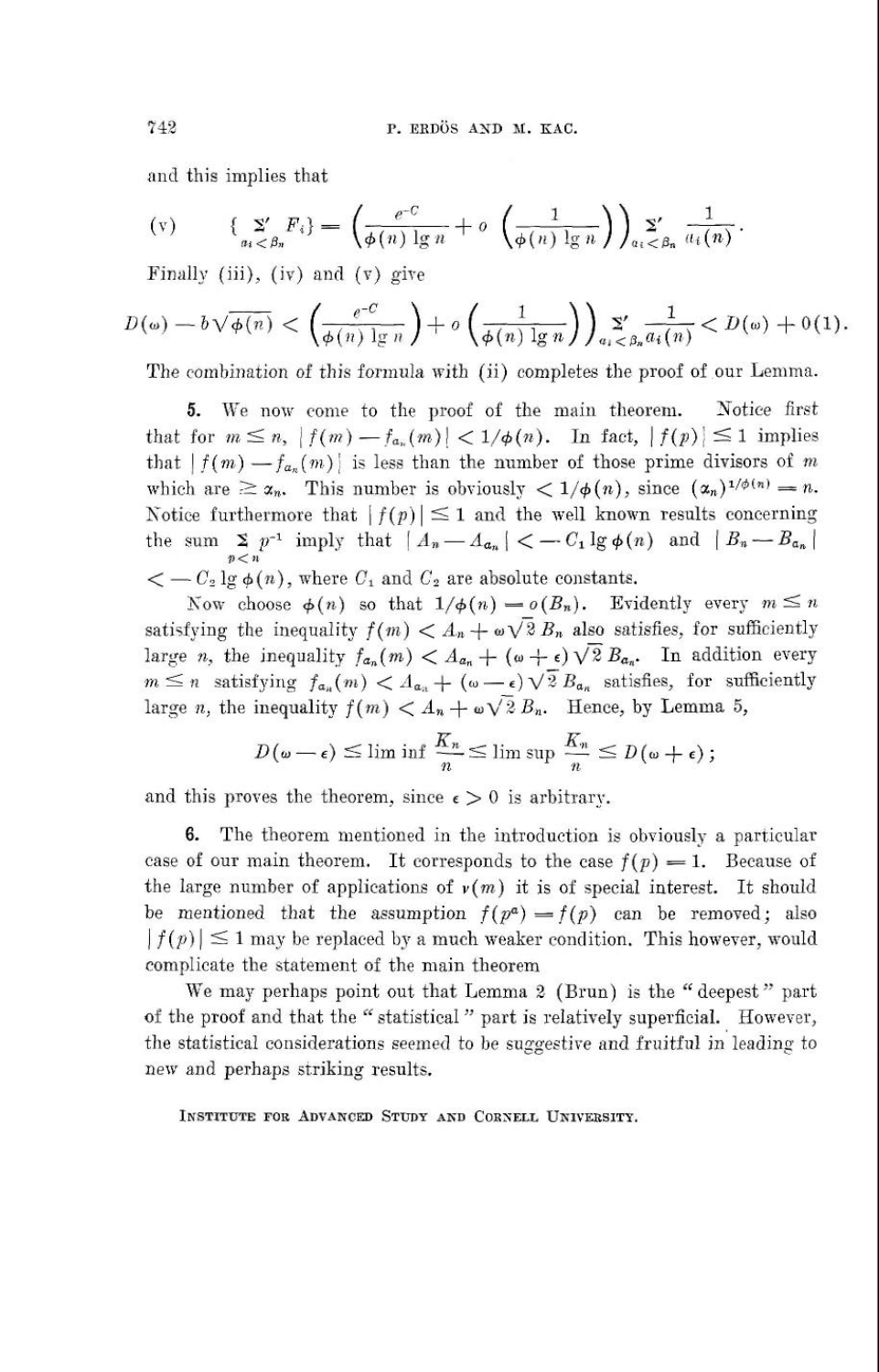and this implies that

$$\text{(v)} \qquad \{ \sum_{a_i < \beta_n}' F_i \} = \left( \frac{e^{-C}}{\phi(n) \lg n} + o\left( \frac{1}{\phi(n) \lg n} \right) \right) \sum_{a_i < \beta_n}' \frac{1}{a_i(n)}.$$

Finally (iii), (iv) and (v) give

$$D(\omega) - b\sqrt{\phi(n)} < \left( \frac{e^{-C}}{\phi(n) \lg n} \right) + o\left( \frac{1}{\phi(n) \lg n} \right) \sum_{a_i < \beta_n}' \frac{1}{a_i(n)} < D(\omega) + 0(1).$$

The combination of this formula with (ii) completes the proof of our Lemma.

**5.** We now come to the proof of the main theorem. Notice first that for $m \leq n$, $|f(m) - f_{a_n}(m)| < 1/\phi(n)$. In fact, $|f(p)| \leq 1$ implies that $|f(m) - f_{a_n}(m)|$ is less than the number of those prime divisors of $m$ which are $\geq \alpha_n$. This number is obviously $< 1/\phi(n)$, since $(\alpha_n)^{1/\phi(n)} = n$. Notice furthermore that $|f(p)| \leq 1$ and the well known results concerning the sum $\sum_{p<n} p^{-1}$ imply that $|A_n - A_{a_n}| < -C_1 \lg \phi(n)$ and $|B_n - B_{a_n}| < -C_2 \lg \phi(n)$, where $C_1$ and $C_2$ are absolute constants.

Now choose $\phi(n)$ so that $1/\phi(n) = o(B_n)$. Evidently every $m \leq n$ satisfying the inequality $f(m) < A_n + \omega\sqrt{2}\, B_n$ also satisfies, for sufficiently large $n$, the inequality $f_{a_n}(m) < A_{a_n} + (\omega + \epsilon)\sqrt{2}\, B_{a_n}$. In addition every $m \leq n$ satisfying $f_{a_n}(m) < A_{a_n} + (\omega - \epsilon)\sqrt{2}\, B_{a_n}$ satisfies, for sufficiently large $n$, the inequality $f(m) < A_n + \omega\sqrt{2}\, B_n$. Hence, by Lemma 5,

$$D(\omega - \epsilon) \leq \liminf \frac{K_n}{n} \leq \limsup \frac{K_n}{n} \leq D(\omega + \epsilon);$$

and this proves the theorem, since $\epsilon > 0$ is arbitrary.

**6.** The theorem mentioned in the introduction is obviously a particular case of our main theorem. It corresponds to the case $f(p) = 1$. Because of the large number of applications of $\nu(m)$ it is of special interest. It should be mentioned that the assumption $f(p^a) = f(p)$ can be removed; also $|f(p)| \leq 1$ may be replaced by a much weaker condition. This however, would complicate the statement of the main theorem

We may perhaps point out that Lemma 2 (Brun) is the "deepest" part of the proof and that the "statistical" part is relatively superficial. However, the statistical considerations seemed to be suggestive and fruitful in leading to new and perhaps striking results.

INSTITUTE FOR ADVANCED STUDY AND CORNELL UNIVERSITY.